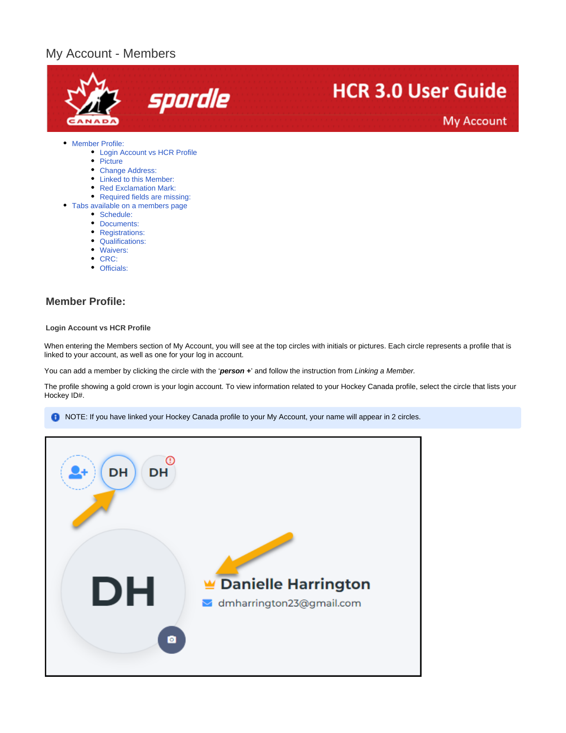# My Account - Members

- Member Profile:
  - Login Account vs HCR Profile
  - Picture
  - Change Address:
  - Linked to this Member:
  - Red Exclamation Mark:
  - Required fields are missing:
- Tabs available on a members page
  - Schedule:
  - Documents:
  - Registrations:
  - Qualifications:
  - Waivers:
  - CRC:
  - Officials:

## Member Profile:

#### Login Account vs HCR Profile

When entering the Members section of My Account, you will see at the top circles with initials or pictures. Each circle represents a profile that is linked to your account, as well as one for your log in account.

You can add a member by clicking the circle with the '***person +***' and follow the instruction from *Linking a Member.*

The profile showing a gold crown is your login account. To view information related to your Hockey Canada profile, select the circle that lists your Hockey ID#.

NOTE: If you have linked your Hockey Canada profile to your My Account, your name will appear in 2 circles.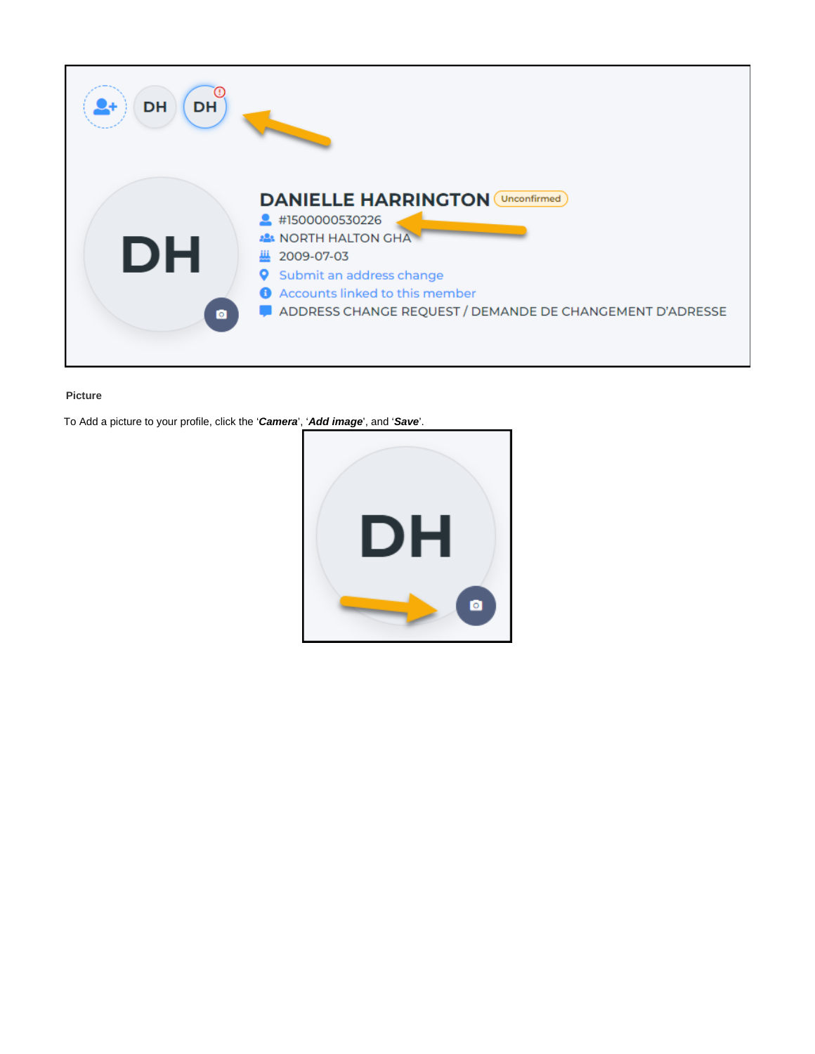**Picture**

To Add a picture to your profile, click the '***Camera***', '***Add image***', and '***Save***'.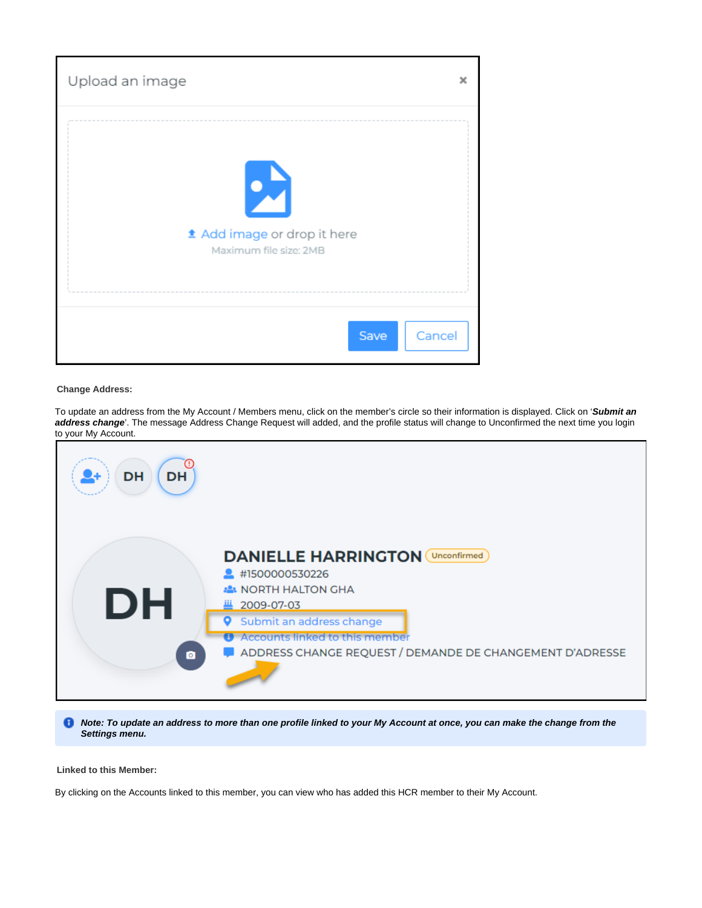**Change Address:**

To update an address from the My Account / Members menu, click on the member's circle so their information is displayed. Click on '***Submit an address change***'. The message Address Change Request will added, and the profile status will change to Unconfirmed the next time you login to your My Account.

> ***Note: To update an address to more than one profile linked to your My Account at once, you can make the change from the Settings menu.***

**Linked to this Member:**

By clicking on the Accounts linked to this member, you can view who has added this HCR member to their My Account.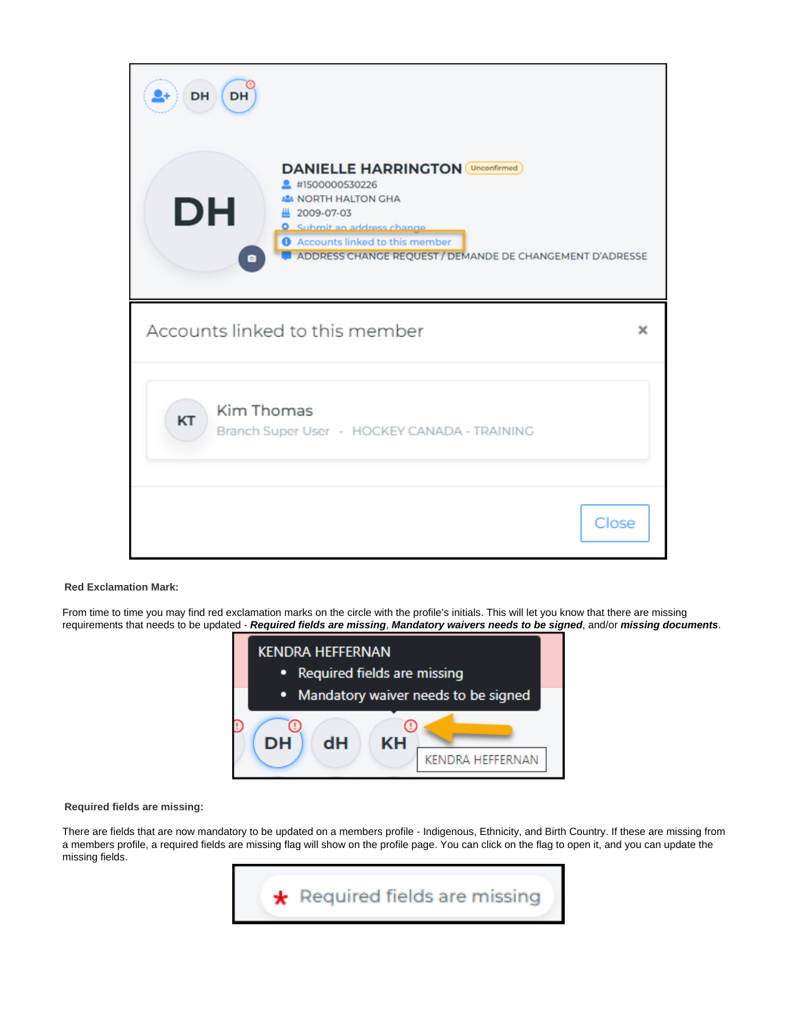**Red Exclamation Mark:**

From time to time you may find red exclamation marks on the circle with the profile's initials. This will let you know that there are missing requirements that needs to be updated - ***Required fields are missing***, ***Mandatory waivers needs to be signed***, and/or ***missing documents***.

**Required fields are missing:**

There are fields that are now mandatory to be updated on a members profile - Indigenous, Ethnicity, and Birth Country. If these are missing from a members profile, a required fields are missing flag will show on the profile page. You can click on the flag to open it, and you can update the missing fields.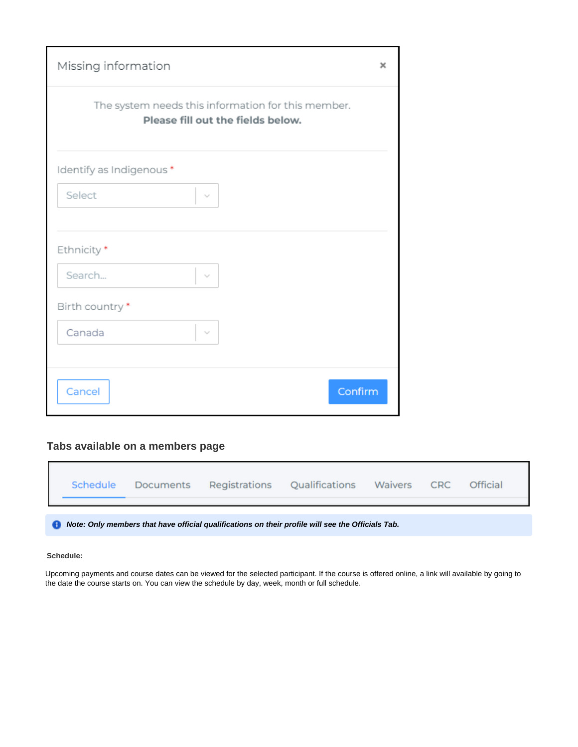Missing information ×

The system needs this information for this member.
**Please fill out the fields below.**

Identify as Indigenous *

Select

Ethnicity *

Search...

Birth country *

Canada

Cancel | Confirm

### Tabs available on a members page

Schedule | Documents | Registrations | Qualifications | Waivers | CRC | Official

> ***Note: Only members that have official qualifications on their profile will see the Officials Tab.***

**Schedule:**

Upcoming payments and course dates can be viewed for the selected participant. If the course is offered online, a link will available by going to the date the course starts on. You can view the schedule by day, week, month or full schedule.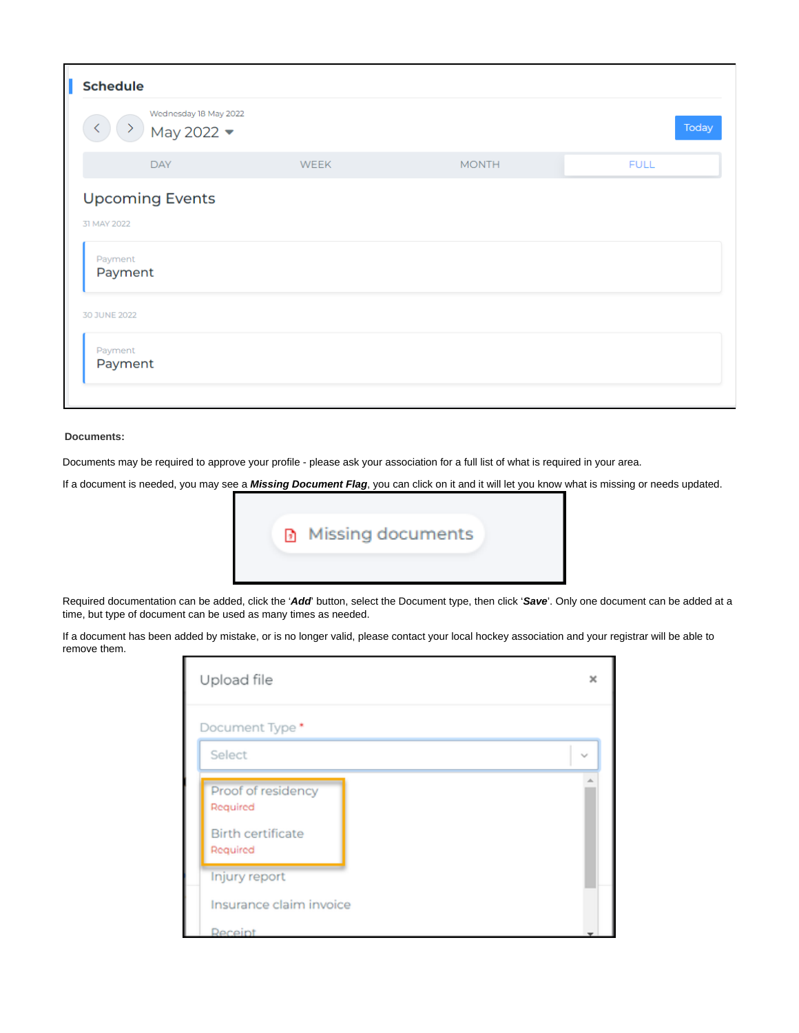**Documents:**

Documents may be required to approve your profile - please ask your association for a full list of what is required in your area.

If a document is needed, you may see a ***Missing Document Flag***, you can click on it and it will let you know what is missing or needs updated.

Required documentation can be added, click the '***Add***' button, select the Document type, then click '***Save***'. Only one document can be added at a time, but type of document can be used as many times as needed.

If a document has been added by mistake, or is no longer valid, please contact your local hockey association and your registrar will be able to remove them.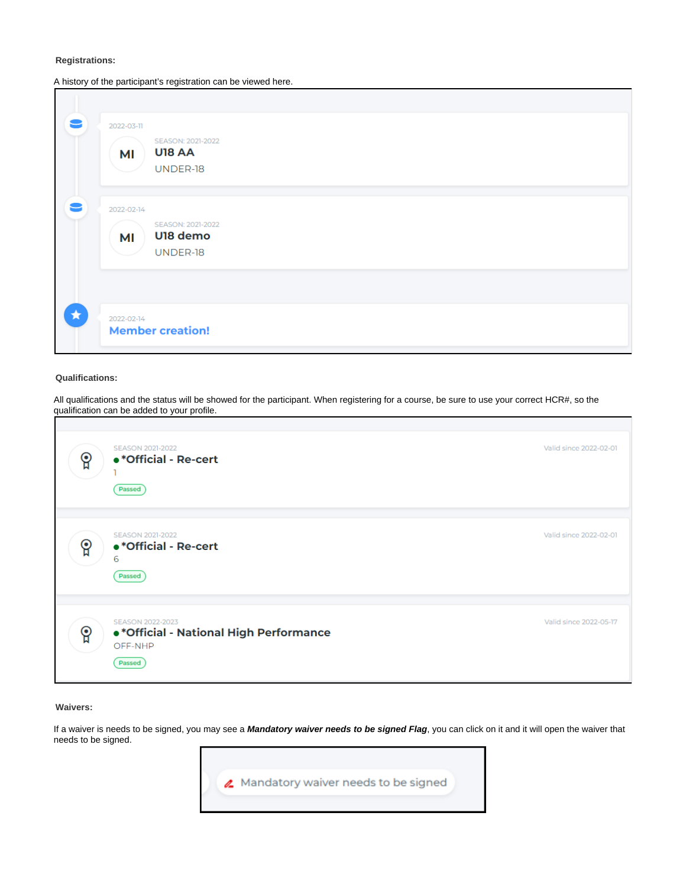**Registrations:**

A history of the participant's registration can be viewed here.

2022-03-11

MI

SEASON: 2021-2022

U18 AA

UNDER-18

2022-02-14

MI

SEASON: 2021-2022

U18 demo

UNDER-18

2022-02-14

Member creation!

**Qualifications:**

All qualifications and the status will be showed for the participant. When registering for a course, be sure to use your correct HCR#, so the qualification can be added to your profile.

SEASON 2021-2022

*Official - Re-cert

1

Passed

Valid since 2022-02-01

SEASON 2021-2022

*Official - Re-cert

6

Passed

Valid since 2022-02-01

SEASON 2022-2023

*Official - National High Performance

OFF-NHP

Passed

Valid since 2022-05-17

**Waivers:**

If a waiver is needs to be signed, you may see a ***Mandatory waiver needs to be signed Flag***, you can click on it and it will open the waiver that needs to be signed.

Mandatory waiver needs to be signed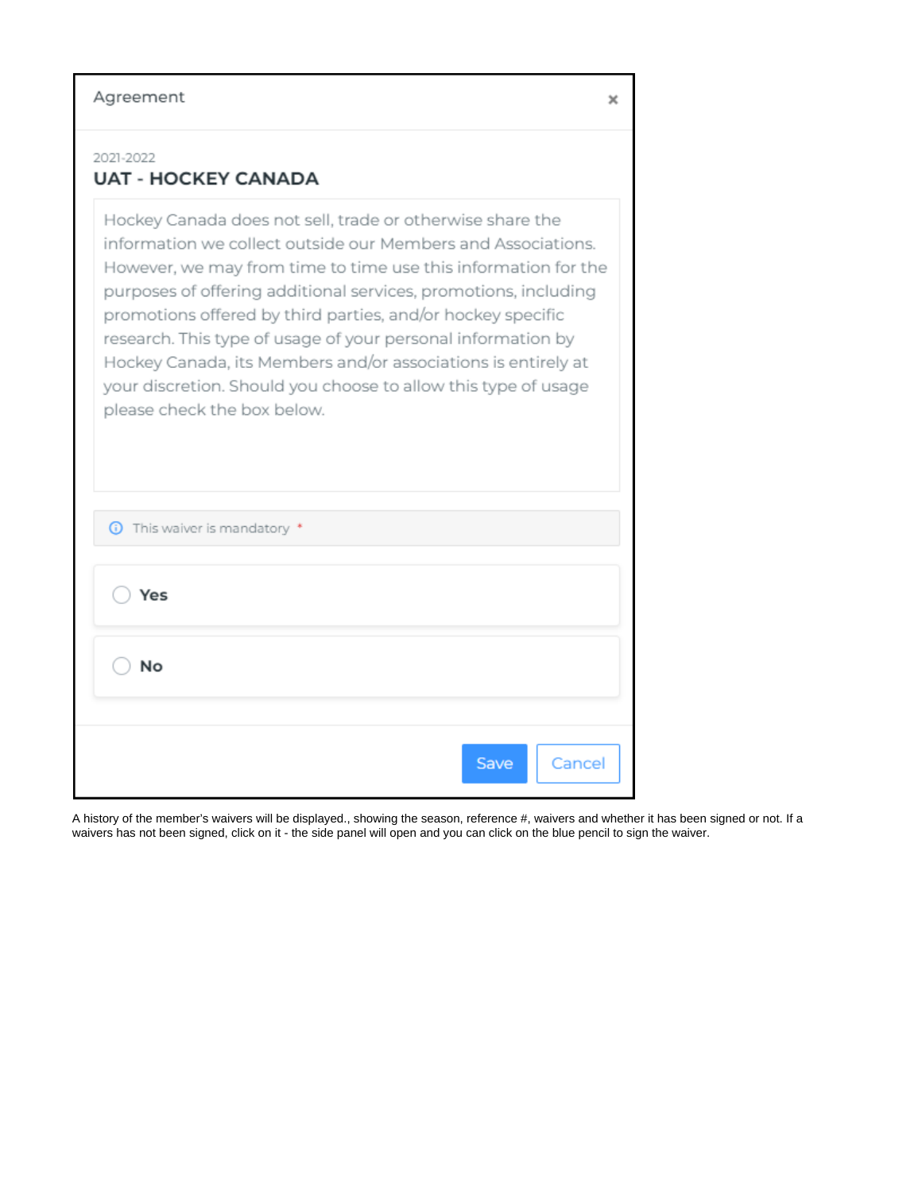Agreement ×

2021-2022

**UAT - HOCKEY CANADA**

Hockey Canada does not sell, trade or otherwise share the information we collect outside our Members and Associations. However, we may from time to time use this information for the purposes of offering additional services, promotions, including promotions offered by third parties, and/or hockey specific research. This type of usage of your personal information by Hockey Canada, its Members and/or associations is entirely at your discretion. Should you choose to allow this type of usage please check the box below.

This waiver is mandatory *

- ○ **Yes**
- ○ **No**

Save | Cancel

A history of the member's waivers will be displayed., showing the season, reference #, waivers and whether it has been signed or not. If a waivers has not been signed, click on it - the side panel will open and you can click on the blue pencil to sign the waiver.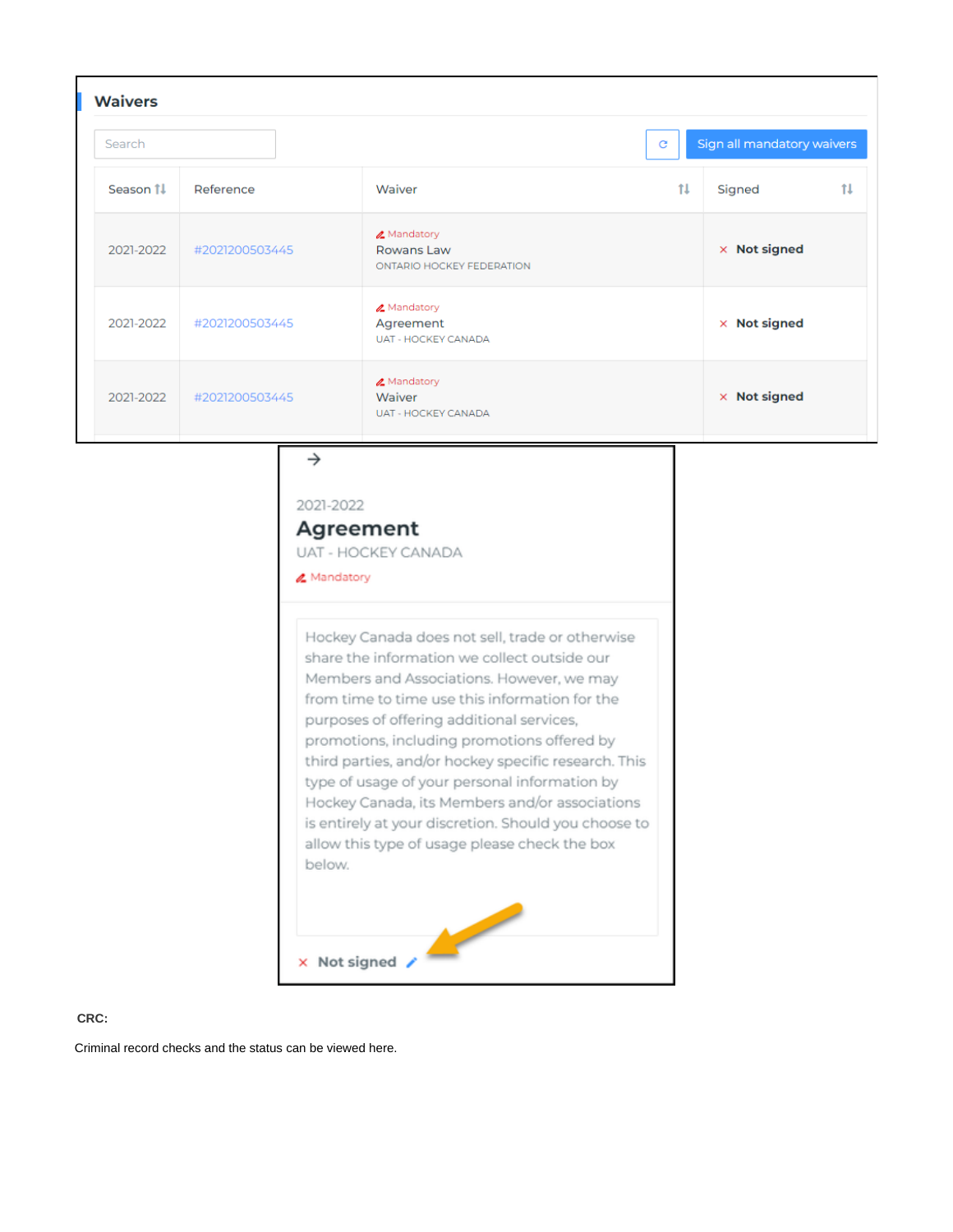## Waivers

| Season | Reference | Waiver | Signed |
|---|---|---|---|
| 2021-2022 | #2021200503445 | Mandatory Rowans Law ONTARIO HOCKEY FEDERATION | × Not signed |
| 2021-2022 | #2021200503445 | Mandatory Agreement UAT - HOCKEY CANADA | × Not signed |
| 2021-2022 | #2021200503445 | Mandatory Waiver UAT - HOCKEY CANADA | × Not signed |

2021-2022

**Agreement**

UAT - HOCKEY CANADA

Mandatory

Hockey Canada does not sell, trade or otherwise share the information we collect outside our Members and Associations. However, we may from time to time use this information for the purposes of offering additional services, promotions, including promotions offered by third parties, and/or hockey specific research. This type of usage of your personal information by Hockey Canada, its Members and/or associations is entirely at your discretion. Should you choose to allow this type of usage please check the box below.

× **Not signed**

**CRC:**

Criminal record checks and the status can be viewed here.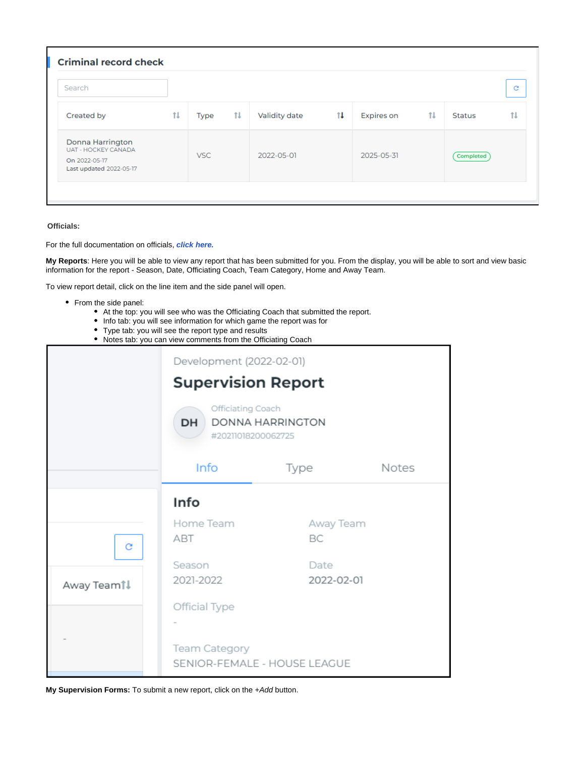## Criminal record check

Search

| Created by | Type | Validity date | Expires on | Status |
|---|---|---|---|---|
| Donna Harrington UAT - HOCKEY CANADA On 2022-05-17 Last updated 2022-05-17 | VSC | 2022-05-01 | 2025-05-31 | Completed |

**Officials:**

For the full documentation on officials, ***click here.***

**My Reports**: Here you will be able to view any report that has been submitted for you. From the display, you will be able to sort and view basic information for the report - Season, Date, Officiating Coach, Team Category, Home and Away Team.

To view report detail, click on the line item and the side panel will open.

- From the side panel:
  - At the top: you will see who was the Officiating Coach that submitted the report.
  - Info tab: you will see information for which game the report was for
  - Type tab: you will see the report type and results
  - Notes tab: you can view comments from the Officiating Coach

Development (2022-02-01)

**Supervision Report**

Officiating Coach
DH DONNA HARRINGTON
#20211018200062725

Info | Type | Notes

**Info**

| Home Team | Away Team |
|---|---|
| ABT | BC |
| **Season** | **Date** |
| 2021-2022 | 2022-02-01 |

Official Type
-

Team Category
SENIOR-FEMALE - HOUSE LEAGUE

Away Team
-

**My Supervision Forms:** To submit a new report, click on the *+Add* button.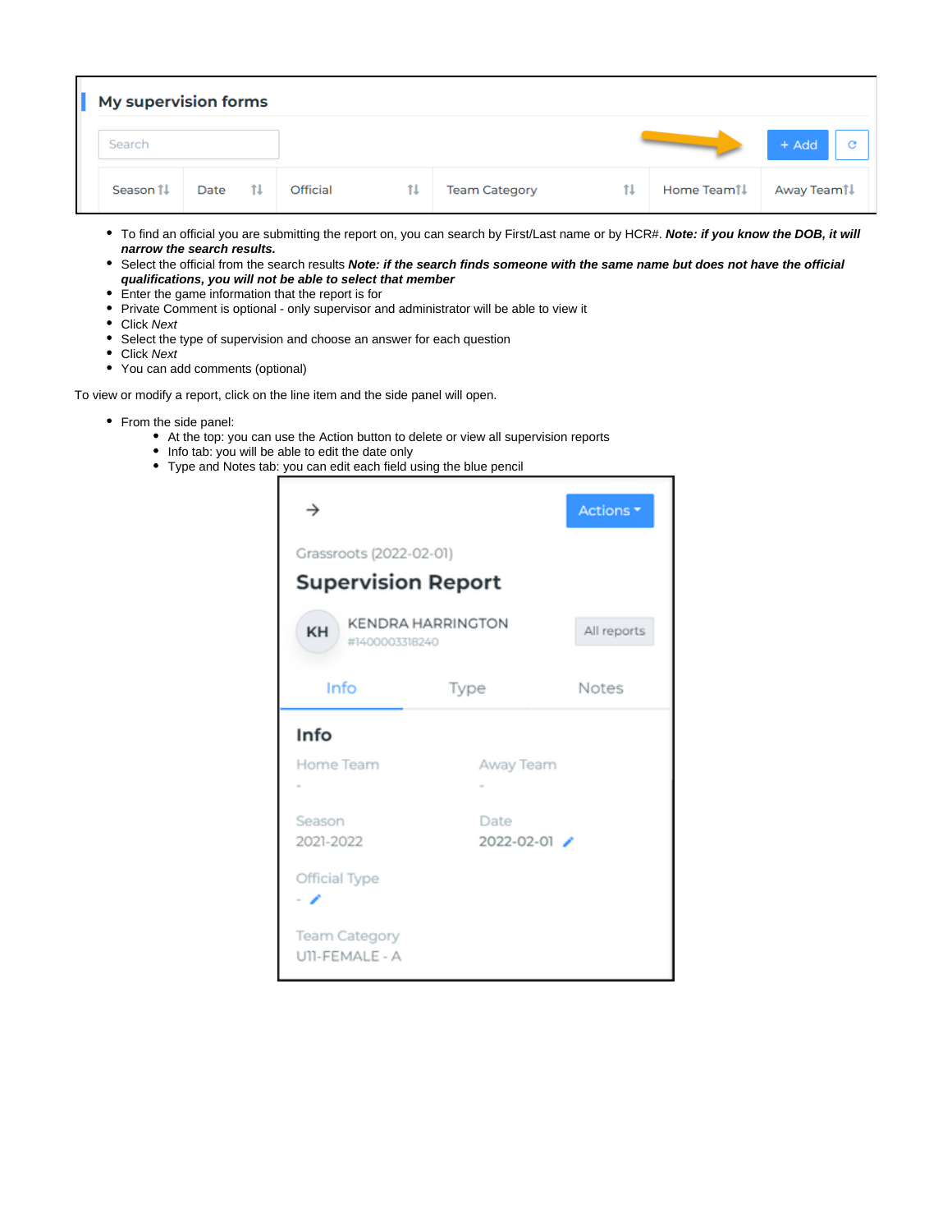### My supervision forms

Search

+ Add

| Season | Date | Official | Team Category | Home Team | Away Team |
|---|---|---|---|---|---|

- To find an official you are submitting the report on, you can search by First/Last name or by HCR#. ***Note: if you know the DOB, it will narrow the search results.***
- Select the official from the search results ***Note: if the search finds someone with the same name but does not have the official qualifications, you will not be able to select that member***
- Enter the game information that the report is for
- Private Comment is optional - only supervisor and administrator will be able to view it
- Click *Next*
- Select the type of supervision and choose an answer for each question
- Click *Next*
- You can add comments (optional)

To view or modify a report, click on the line item and the side panel will open.

- From the side panel:
  - At the top: you can use the Action button to delete or view all supervision reports
  - Info tab: you will be able to edit the date only
  - Type and Notes tab: you can edit each field using the blue pencil

Actions

Grassroots (2022-02-01)

**Supervision Report**

KH KENDRA HARRINGTON

#1400003318240

All reports

Info Type Notes

**Info**

Home Team: -

Away Team: -

Season: 2021-2022

Date: 2022-02-01

Official Type: -

Team Category: U11-FEMALE - A